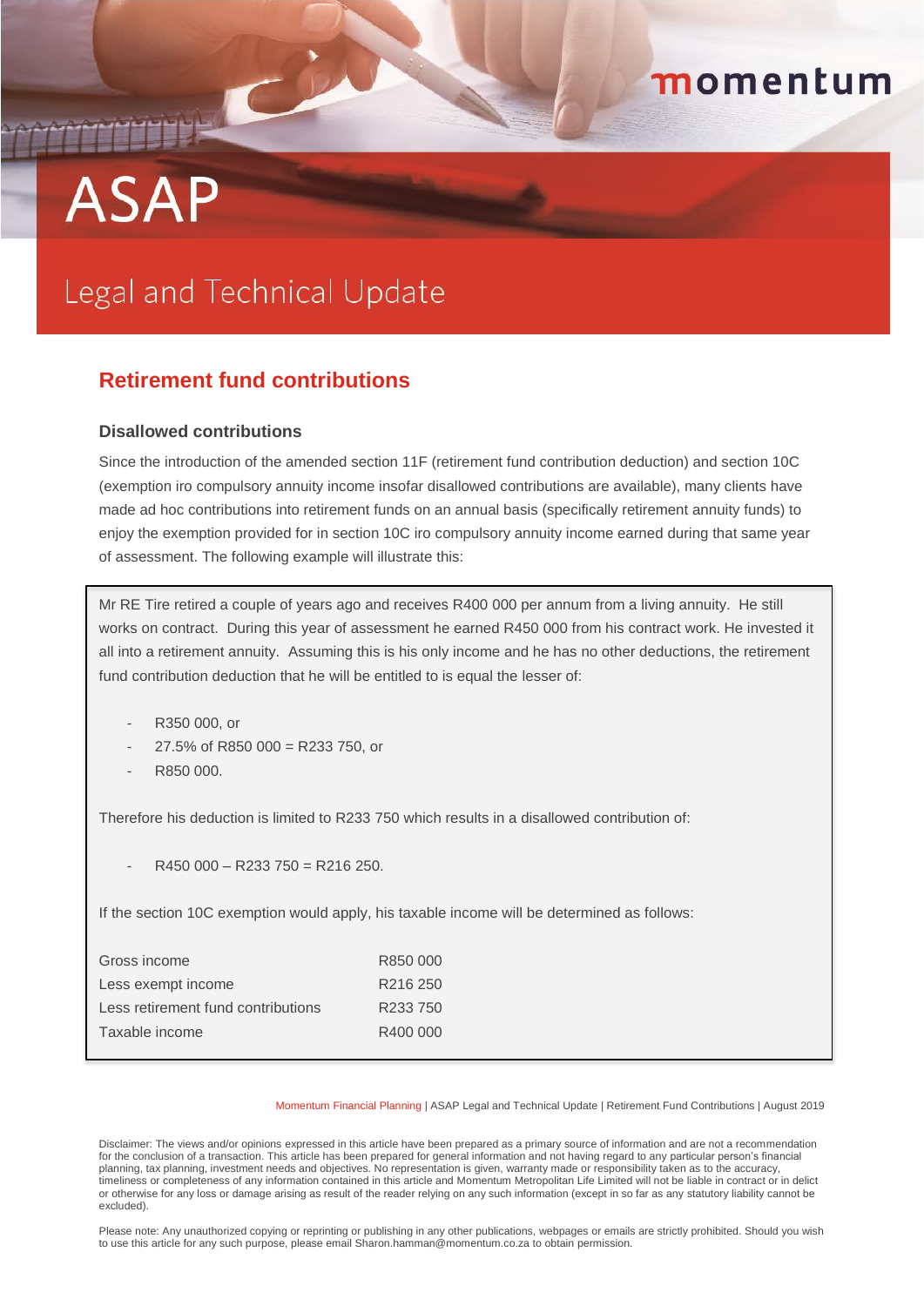# ASAP

## Legal and Technical Update

## Retirement fund contributions

### Disallowed contributions

Since the introduction of the amended section 11F (retirement fund contribution deduction) and section 10C (exemption iro compulsory annuity income insofar disallowed contributions are available), many clients have made ad hoc contributions into retirement funds on an annual basis (specifically retirement annuity funds) to enjoy the exemption provided for in section 10C iro compulsory annuity income earned during that same year of assessment. The following example will illustrate this:

Mr RE Tire retired a couple of years ago and receives R400 000 per annum from a living annuity. He still works on contract. During this year of assessment he earned R450 000 from his contract work. He invested it all into a retirement annuity. Assuming this is his only income and he has no other deductions, the retirement fund contribution deduction that he will be entitled to is equal the lesser of:

- R350 000, or
- 27.5% of R850 000 = R233 750, or
- R850 000.

Therefore his deduction is limited to R233 750 which results in a disallowed contribution of:

- R450 000 – R233 750 = R216 250.

If the section 10C exemption would apply, his taxable income will be determined as follows:

| | |
|---|---|
| Gross income | R850 000 |
| Less exempt income | R216 250 |
| Less retirement fund contributions | R233 750 |
| Taxable income | R400 000 |

Disclaimer: The views and/or opinions expressed in this article have been prepared as a primary source of information and are not a recommendation for the conclusion of a transaction. This article has been prepared for general information and not having regard to any particular person's financial planning, tax planning, investment needs and objectives. No representation is given, warranty made or responsibility taken as to the accuracy, timeliness or completeness of any information contained in this article and Momentum Metropolitan Life Limited will not be liable in contract or in delict or otherwise for any loss or damage arising as result of the reader relying on any such information (except in so far as any statutory liability cannot be excluded).

Please note: Any unauthorized copying or reprinting or publishing in any other publications, webpages or emails are strictly prohibited. Should you wish to use this article for any such purpose, please email Sharon.hamman@momentum.co.za to obtain permission.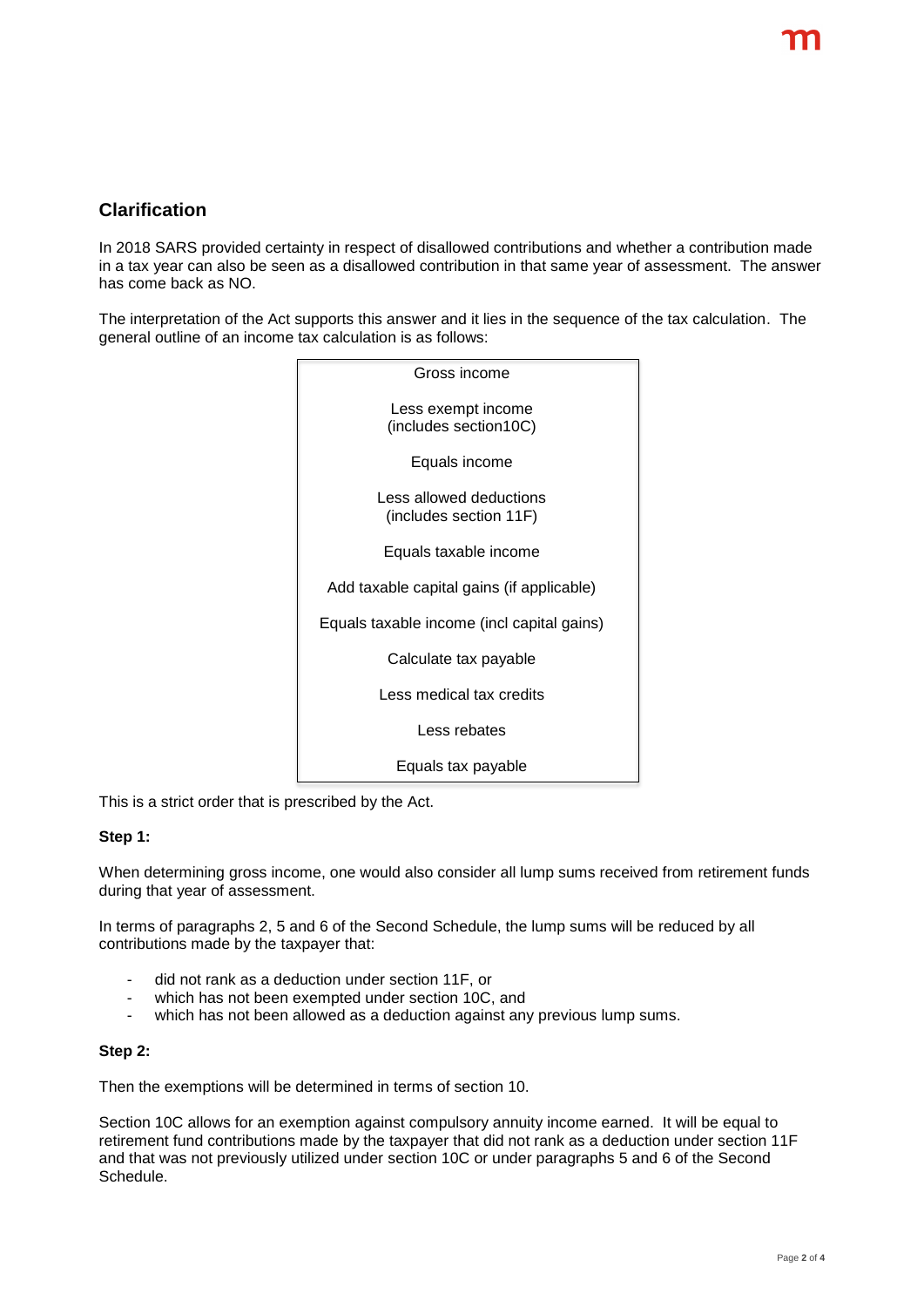## Clarification

In 2018 SARS provided certainty in respect of disallowed contributions and whether a contribution made in a tax year can also be seen as a disallowed contribution in that same year of assessment. The answer has come back as NO.

The interpretation of the Act supports this answer and it lies in the sequence of the tax calculation. The general outline of an income tax calculation is as follows:

| |
|---|
| Gross income |
| Less exempt income (includes section10C) |
| Equals income |
| Less allowed deductions (includes section 11F) |
| Equals taxable income |
| Add taxable capital gains (if applicable) |
| Equals taxable income (incl capital gains) |
| Calculate tax payable |
| Less medical tax credits |
| Less rebates |
| Equals tax payable |

This is a strict order that is prescribed by the Act.

**Step 1:**

When determining gross income, one would also consider all lump sums received from retirement funds during that year of assessment.

In terms of paragraphs 2, 5 and 6 of the Second Schedule, the lump sums will be reduced by all contributions made by the taxpayer that:

- did not rank as a deduction under section 11F, or
- which has not been exempted under section 10C, and
- which has not been allowed as a deduction against any previous lump sums.

**Step 2:**

Then the exemptions will be determined in terms of section 10.

Section 10C allows for an exemption against compulsory annuity income earned. It will be equal to retirement fund contributions made by the taxpayer that did not rank as a deduction under section 11F and that was not previously utilized under section 10C or under paragraphs 5 and 6 of the Second Schedule.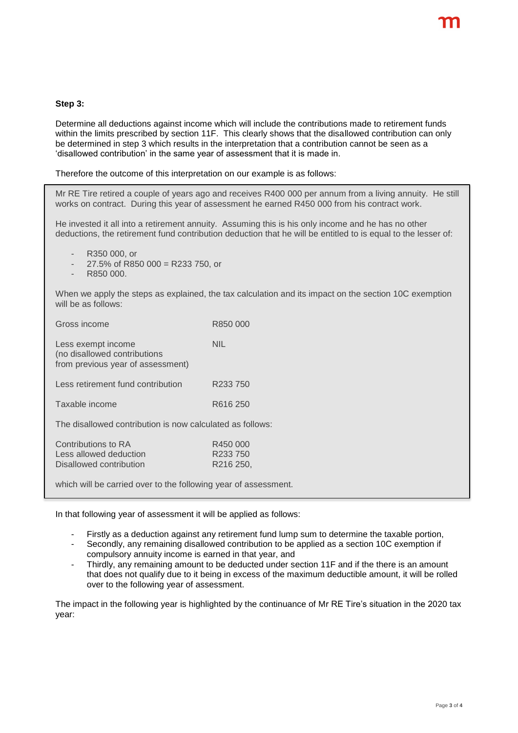**Step 3:**

Determine all deductions against income which will include the contributions made to retirement funds within the limits prescribed by section 11F. This clearly shows that the disallowed contribution can only be determined in step 3 which results in the interpretation that a contribution cannot be seen as a 'disallowed contribution' in the same year of assessment that it is made in.

Therefore the outcome of this interpretation on our example is as follows:

> Mr RE Tire retired a couple of years ago and receives R400 000 per annum from a living annuity. He still works on contract. During this year of assessment he earned R450 000 from his contract work.
>
> He invested it all into a retirement annuity. Assuming this is his only income and he has no other deductions, the retirement fund contribution deduction that he will be entitled to is equal to the lesser of:
>
> - R350 000, or
> - 27.5% of R850 000 = R233 750, or
> - R850 000.
>
> When we apply the steps as explained, the tax calculation and its impact on the section 10C exemption will be as follows:
>
> | | |
> |---|---|
> | Gross income | R850 000 |
> | Less exempt income (no disallowed contributions from previous year of assessment) | NIL |
> | Less retirement fund contribution | R233 750 |
> | Taxable income | R616 250 |
>
> The disallowed contribution is now calculated as follows:
>
> | | |
> |---|---|
> | Contributions to RA | R450 000 |
> | Less allowed deduction | R233 750 |
> | Disallowed contribution | R216 250, |
>
> which will be carried over to the following year of assessment.

In that following year of assessment it will be applied as follows:

- Firstly as a deduction against any retirement fund lump sum to determine the taxable portion,
- Secondly, any remaining disallowed contribution to be applied as a section 10C exemption if compulsory annuity income is earned in that year, and
- Thirdly, any remaining amount to be deducted under section 11F and if the there is an amount that does not qualify due to it being in excess of the maximum deductible amount, it will be rolled over to the following year of assessment.

The impact in the following year is highlighted by the continuance of Mr RE Tire's situation in the 2020 tax year: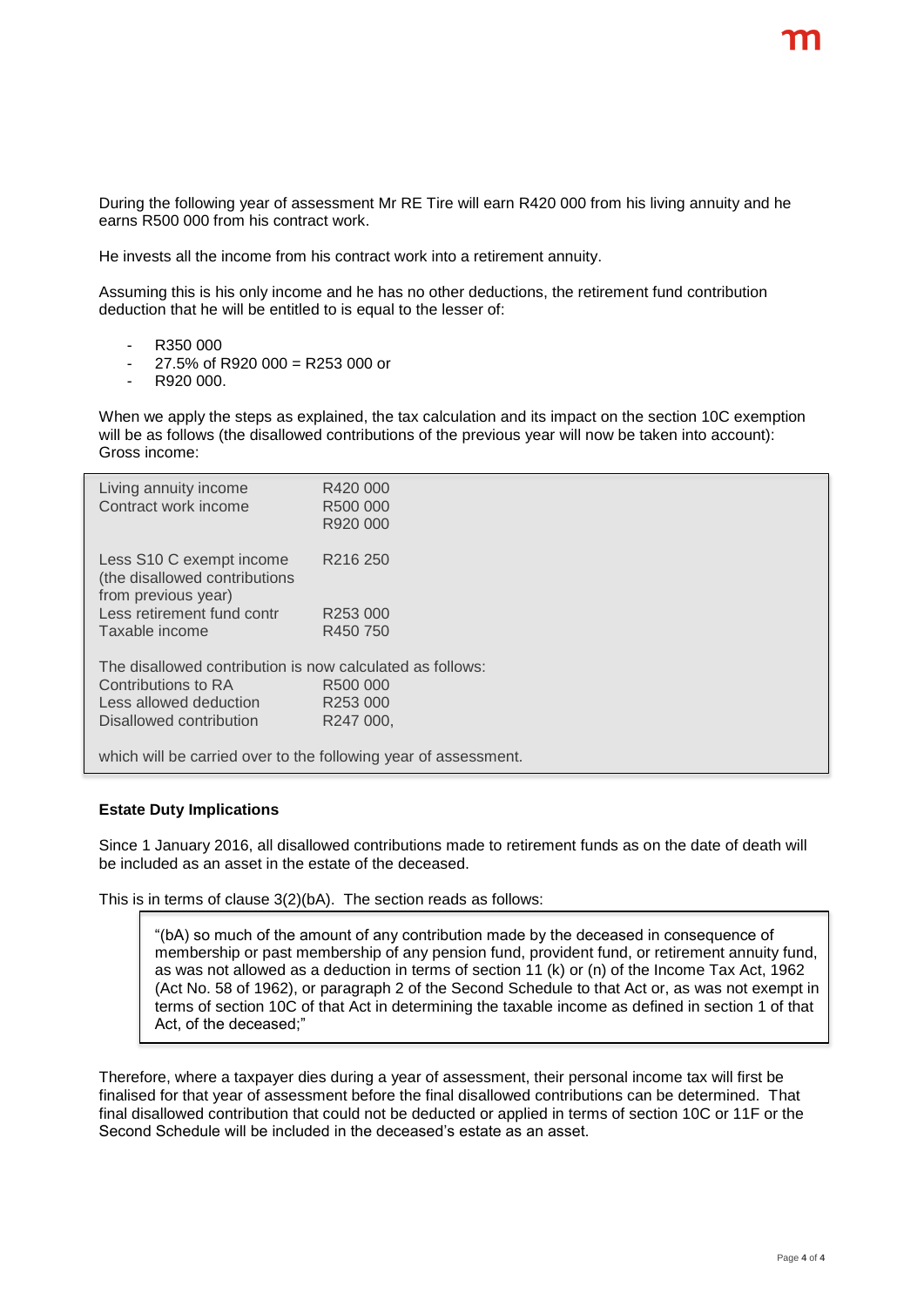During the following year of assessment Mr RE Tire will earn R420 000 from his living annuity and he earns R500 000 from his contract work.

He invests all the income from his contract work into a retirement annuity.

Assuming this is his only income and he has no other deductions, the retirement fund contribution deduction that he will be entitled to is equal to the lesser of:

- R350 000
- 27.5% of R920 000 = R253 000 or
- R920 000.

When we apply the steps as explained, the tax calculation and its impact on the section 10C exemption will be as follows (the disallowed contributions of the previous year will now be taken into account):
Gross income:

| | |
|---|---|
| Living annuity income | R420 000 |
| Contract work income | R500 000 |
| | R920 000 |
| Less S10 C exempt income (the disallowed contributions from previous year) | R216 250 |
| Less retirement fund contr | R253 000 |
| Taxable income | R450 750 |

The disallowed contribution is now calculated as follows:

| | |
|---|---|
| Contributions to RA | R500 000 |
| Less allowed deduction | R253 000 |
| Disallowed contribution | R247 000, |

which will be carried over to the following year of assessment.

**Estate Duty Implications**

Since 1 January 2016, all disallowed contributions made to retirement funds as on the date of death will be included as an asset in the estate of the deceased.

This is in terms of clause 3(2)(bA). The section reads as follows:

> "(bA) so much of the amount of any contribution made by the deceased in consequence of membership or past membership of any pension fund, provident fund, or retirement annuity fund, as was not allowed as a deduction in terms of section 11 (k) or (n) of the Income Tax Act, 1962 (Act No. 58 of 1962), or paragraph 2 of the Second Schedule to that Act or, as was not exempt in terms of section 10C of that Act in determining the taxable income as defined in section 1 of that Act, of the deceased;"

Therefore, where a taxpayer dies during a year of assessment, their personal income tax will first be finalised for that year of assessment before the final disallowed contributions can be determined. That final disallowed contribution that could not be deducted or applied in terms of section 10C or 11F or the Second Schedule will be included in the deceased's estate as an asset.